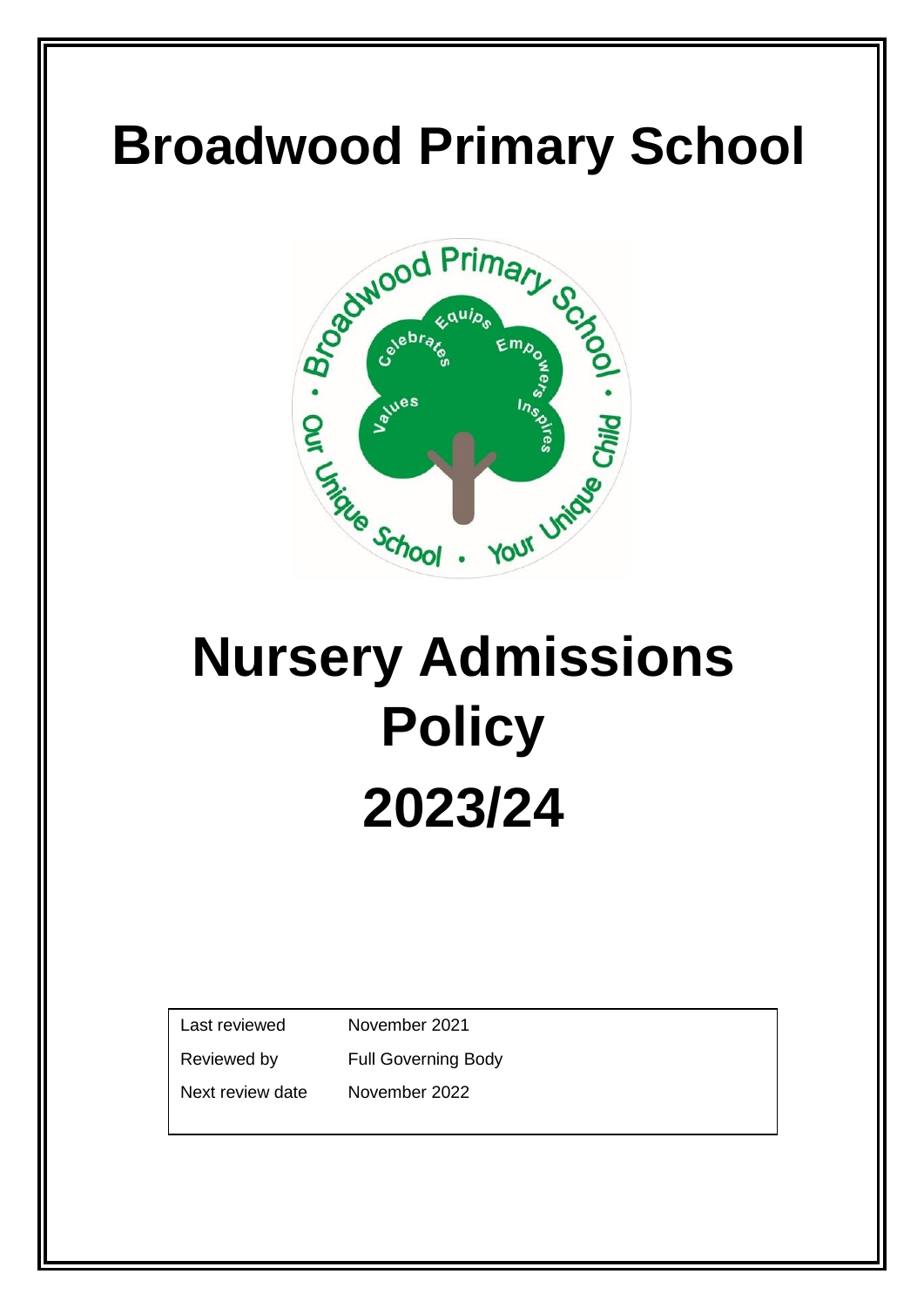# Broadwood Primary School

# Nursery Admissions Policy 2023/24

| Last reviewed | November 2021 |
| --- | --- |
| Reviewed by | Full Governing Body |
| Next review date | November 2022 |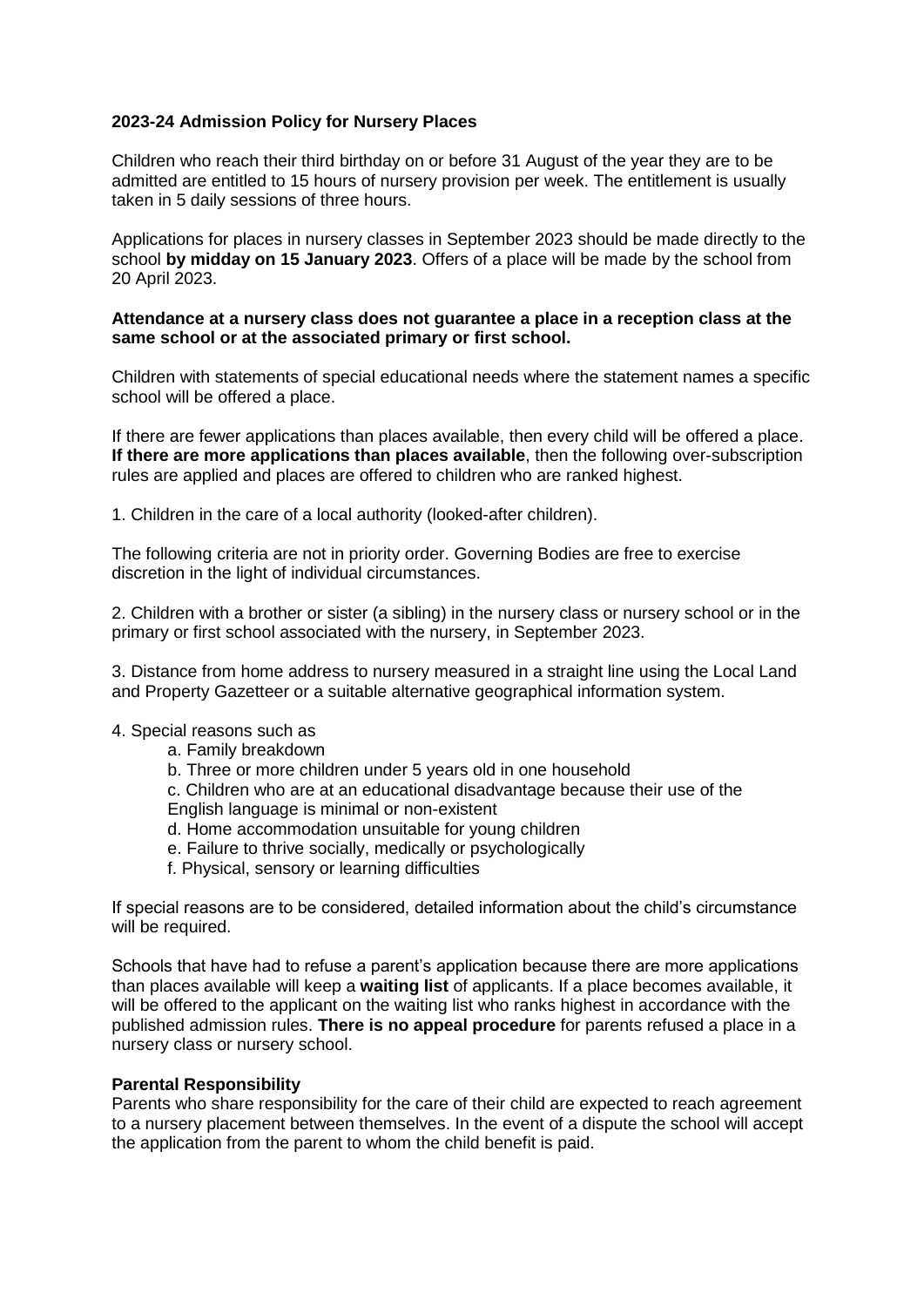## 2023-24 Admission Policy for Nursery Places

Children who reach their third birthday on or before 31 August of the year they are to be admitted are entitled to 15 hours of nursery provision per week. The entitlement is usually taken in 5 daily sessions of three hours.

Applications for places in nursery classes in September 2023 should be made directly to the school **by midday on 15 January 2023**. Offers of a place will be made by the school from 20 April 2023.

**Attendance at a nursery class does not guarantee a place in a reception class at the same school or at the associated primary or first school.**

Children with statements of special educational needs where the statement names a specific school will be offered a place.

If there are fewer applications than places available, then every child will be offered a place. **If there are more applications than places available**, then the following over-subscription rules are applied and places are offered to children who are ranked highest.

1. Children in the care of a local authority (looked-after children).

The following criteria are not in priority order. Governing Bodies are free to exercise discretion in the light of individual circumstances.

2. Children with a brother or sister (a sibling) in the nursery class or nursery school or in the primary or first school associated with the nursery, in September 2023.

3. Distance from home address to nursery measured in a straight line using the Local Land and Property Gazetteer or a suitable alternative geographical information system.

4. Special reasons such as
    - a. Family breakdown
    - b. Three or more children under 5 years old in one household
    - c. Children who are at an educational disadvantage because their use of the English language is minimal or non-existent
    - d. Home accommodation unsuitable for young children
    - e. Failure to thrive socially, medically or psychologically
    - f. Physical, sensory or learning difficulties

If special reasons are to be considered, detailed information about the child's circumstance will be required.

Schools that have had to refuse a parent's application because there are more applications than places available will keep a **waiting list** of applicants. If a place becomes available, it will be offered to the applicant on the waiting list who ranks highest in accordance with the published admission rules. **There is no appeal procedure** for parents refused a place in a nursery class or nursery school.

**Parental Responsibility**
Parents who share responsibility for the care of their child are expected to reach agreement to a nursery placement between themselves. In the event of a dispute the school will accept the application from the parent to whom the child benefit is paid.